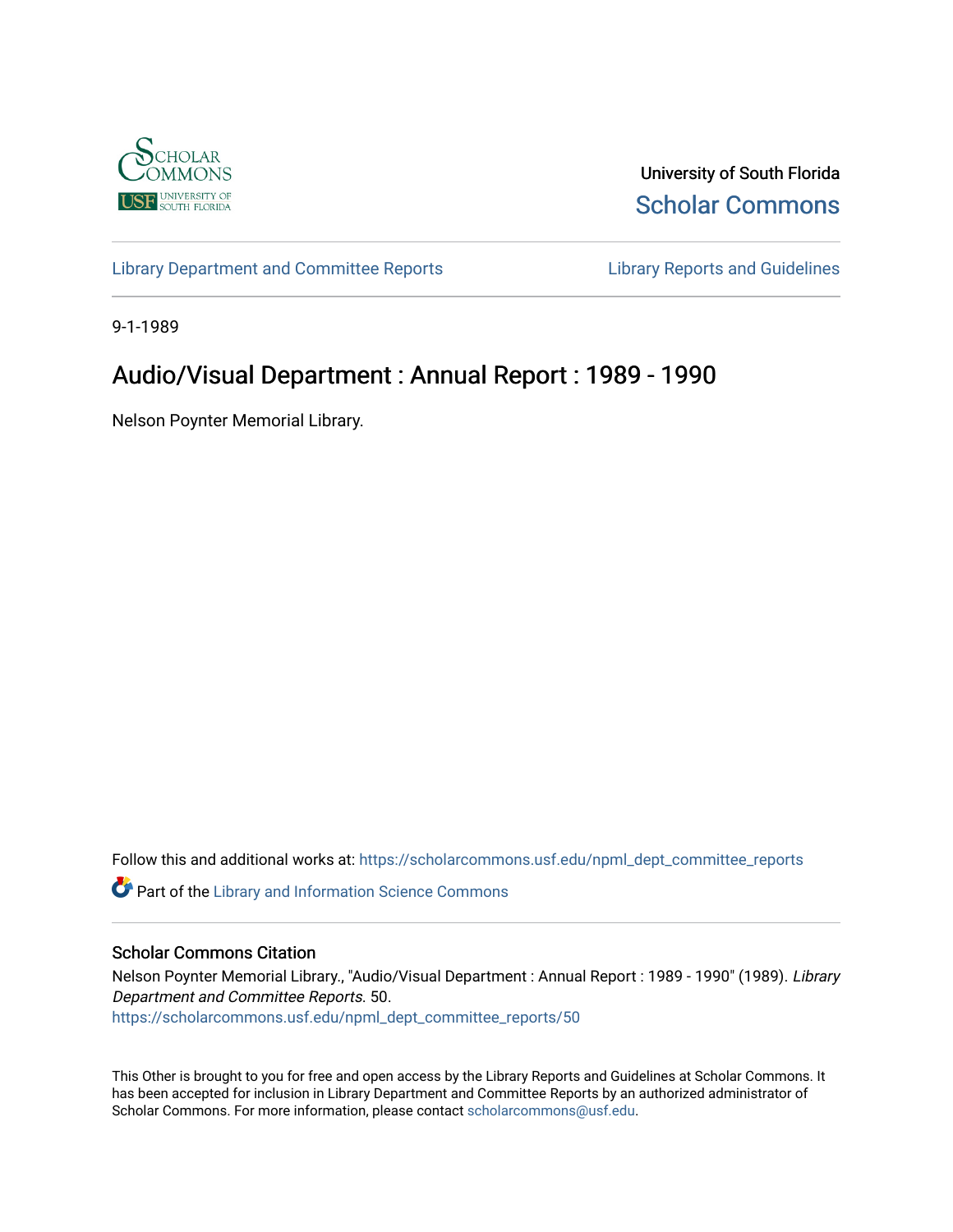University of South Florida

Scholar Commons

Library Department and Committee Reports

Library Reports and Guidelines

9-1-1989

# Audio/Visual Department : Annual Report : 1989 - 1990

Nelson Poynter Memorial Library.

Follow this and additional works at: https://scholarcommons.usf.edu/npml_dept_committee_reports

Part of the Library and Information Science Commons

## Scholar Commons Citation

Nelson Poynter Memorial Library., "Audio/Visual Department : Annual Report : 1989 - 1990" (1989). *Library Department and Committee Reports*. 50.
https://scholarcommons.usf.edu/npml_dept_committee_reports/50

This Other is brought to you for free and open access by the Library Reports and Guidelines at Scholar Commons. It has been accepted for inclusion in Library Department and Committee Reports by an authorized administrator of Scholar Commons. For more information, please contact scholarcommons@usf.edu.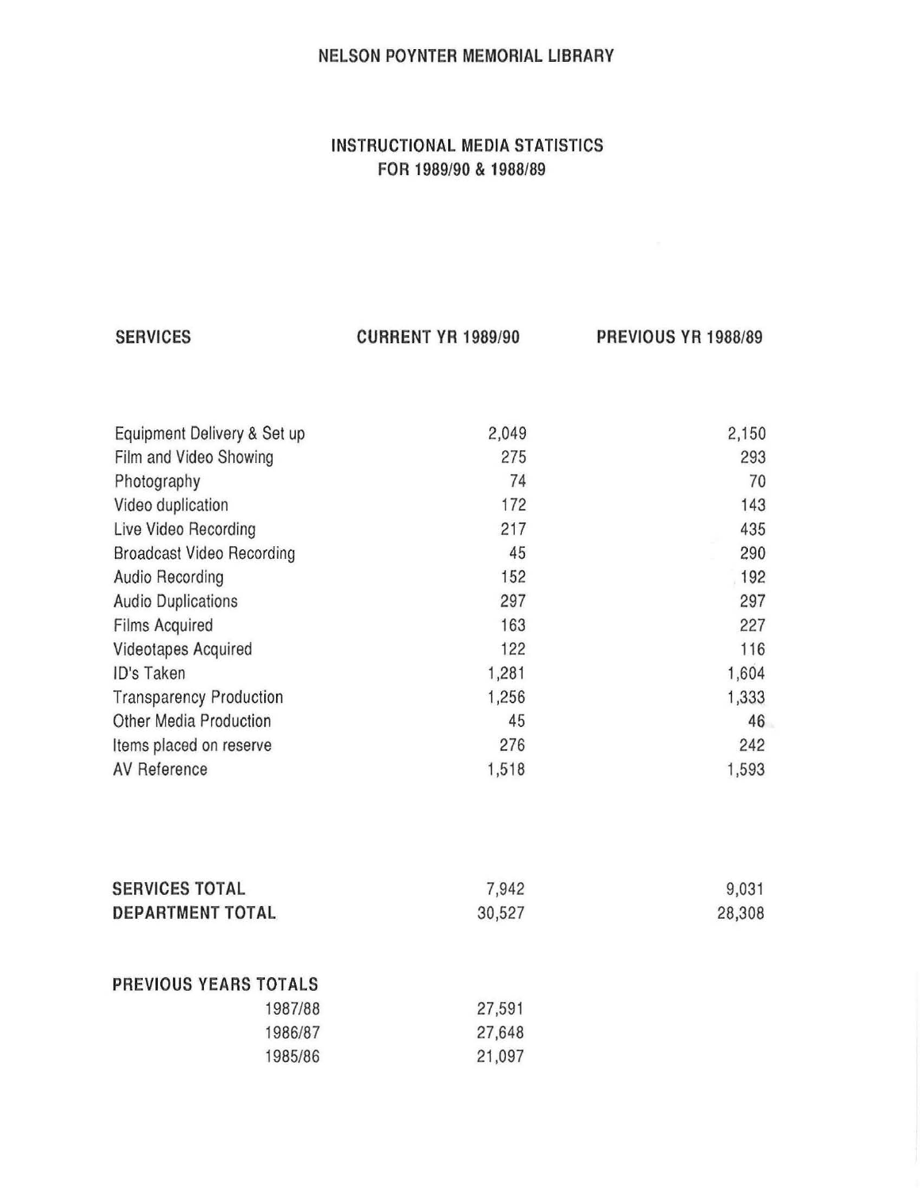NELSON POYNTER MEMORIAL LIBRARY

## INSTRUCTIONAL MEDIA STATISTICS
## FOR 1989/90 & 1988/89

| SERVICES | CURRENT YR 1989/90 | PREVIOUS YR 1988/89 |
|---|---|---|
| Equipment Delivery & Set up | 2,049 | 2,150 |
| Film and Video Showing | 275 | 293 |
| Photography | 74 | 70 |
| Video duplication | 172 | 143 |
| Live Video Recording | 217 | 435 |
| Broadcast Video Recording | 45 | 290 |
| Audio Recording | 152 | 192 |
| Audio Duplications | 297 | 297 |
| Films Acquired | 163 | 227 |
| Videotapes Acquired | 122 | 116 |
| ID's Taken | 1,281 | 1,604 |
| Transparency Production | 1,256 | 1,333 |
| Other Media Production | 45 | 46 |
| Items placed on reserve | 276 | 242 |
| AV Reference | 1,518 | 1,593 |
| **SERVICES TOTAL** | 7,942 | 9,031 |
| **DEPARTMENT TOTAL** | 30,527 | 28,308 |

**PREVIOUS YEARS TOTALS**

| Year | Total |
|---|---|
| 1987/88 | 27,591 |
| 1986/87 | 27,648 |
| 1985/86 | 21,097 |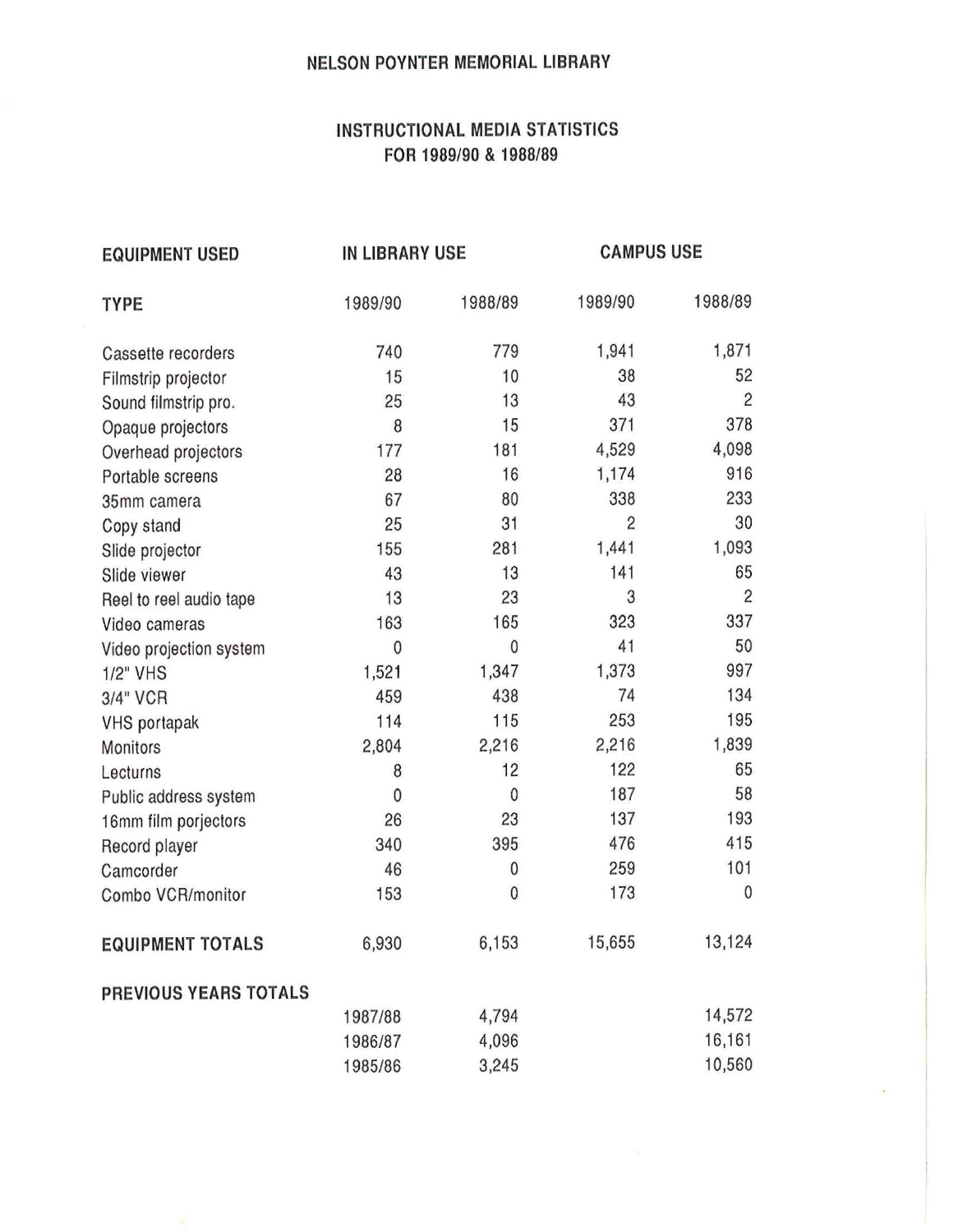NELSON POYNTER MEMORIAL LIBRARY

INSTRUCTIONAL MEDIA STATISTICS
FOR 1989/90 & 1988/89

| EQUIPMENT USED | IN LIBRARY USE | | CAMPUS USE | |
|---|---|---|---|---|
| TYPE | 1989/90 | 1988/89 | 1989/90 | 1988/89 |
| Cassette recorders | 740 | 779 | 1,941 | 1,871 |
| Filmstrip projector | 15 | 10 | 38 | 52 |
| Sound filmstrip pro. | 25 | 13 | 43 | 2 |
| Opaque projectors | 8 | 15 | 371 | 378 |
| Overhead projectors | 177 | 181 | 4,529 | 4,098 |
| Portable screens | 28 | 16 | 1,174 | 916 |
| 35mm camera | 67 | 80 | 338 | 233 |
| Copy stand | 25 | 31 | 2 | 30 |
| Slide projector | 155 | 281 | 1,441 | 1,093 |
| Slide viewer | 43 | 13 | 141 | 65 |
| Reel to reel audio tape | 13 | 23 | 3 | 2 |
| Video cameras | 163 | 165 | 323 | 337 |
| Video projection system | 0 | 0 | 41 | 50 |
| 1/2" VHS | 1,521 | 1,347 | 1,373 | 997 |
| 3/4" VCR | 459 | 438 | 74 | 134 |
| VHS portapak | 114 | 115 | 253 | 195 |
| Monitors | 2,804 | 2,216 | 2,216 | 1,839 |
| Lecturns | 8 | 12 | 122 | 65 |
| Public address system | 0 | 0 | 187 | 58 |
| 16mm film porjectors | 26 | 23 | 137 | 193 |
| Record player | 340 | 395 | 476 | 415 |
| Camcorder | 46 | 0 | 259 | 101 |
| Combo VCR/monitor | 153 | 0 | 173 | 0 |
| **EQUIPMENT TOTALS** | 6,930 | 6,153 | 15,655 | 13,124 |
| **PREVIOUS YEARS TOTALS** | | | | |
| | 1987/88 | 4,794 | | 14,572 |
| | 1986/87 | 4,096 | | 16,161 |
| | 1985/86 | 3,245 | | 10,560 |